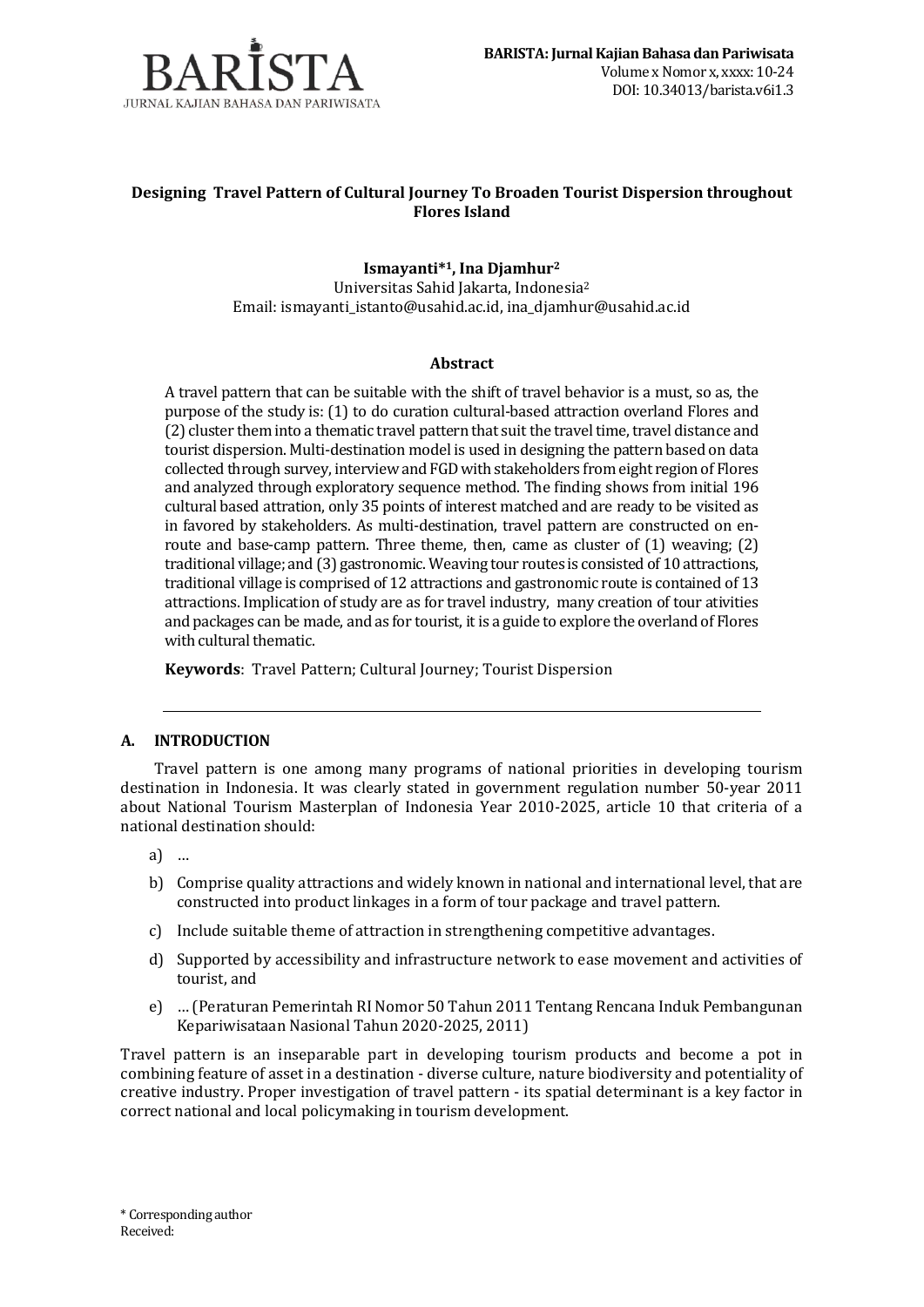# Designing Travel Pattern of Cultural Journey To Broaden Tourist Dispersion throughout Flores Island

**Ismayanti*[1], Ina Djamhur[2]**

Universitas Sahid Jakarta, Indonesia[2]

Email: ismayanti_istanto@usahid.ac.id, ina_djamhur@usahid.ac.id

## Abstract

A travel pattern that can be suitable with the shift of travel behavior is a must, so as, the purpose of the study is: (1) to do curation cultural-based attraction overland Flores and (2) cluster them into a thematic travel pattern that suit the travel time, travel distance and tourist dispersion. Multi-destination model is used in designing the pattern based on data collected through survey, interview and FGD with stakeholders from eight region of Flores and analyzed through exploratory sequence method. The finding shows from initial 196 cultural based attration, only 35 points of interest matched and are ready to be visited as in favored by stakeholders. As multi-destination, travel pattern are constructed on en-route and base-camp pattern. Three theme, then, came as cluster of (1) weaving; (2) traditional village; and (3) gastronomic. Weaving tour routes is consisted of 10 attractions, traditional village is comprised of 12 attractions and gastronomic route is contained of 13 attractions. Implication of study are as for travel industry, many creation of tour ativities and packages can be made, and as for tourist, it is a guide to explore the overland of Flores with cultural thematic.

**Keywords**: Travel Pattern; Cultural Journey; Tourist Dispersion

## A. INTRODUCTION

Travel pattern is one among many programs of national priorities in developing tourism destination in Indonesia. It was clearly stated in government regulation number 50-year 2011 about National Tourism Masterplan of Indonesia Year 2010-2025, article 10 that criteria of a national destination should:

a) …

b) Comprise quality attractions and widely known in national and international level, that are constructed into product linkages in a form of tour package and travel pattern.

c) Include suitable theme of attraction in strengthening competitive advantages.

d) Supported by accessibility and infrastructure network to ease movement and activities of tourist, and

e) … (Peraturan Pemerintah RI Nomor 50 Tahun 2011 Tentang Rencana Induk Pembangunan Kepariwisataan Nasional Tahun 2020-2025, 2011)

Travel pattern is an inseparable part in developing tourism products and become a pot in combining feature of asset in a destination - diverse culture, nature biodiversity and potentiality of creative industry. Proper investigation of travel pattern - its spatial determinant is a key factor in correct national and local policymaking in tourism development.

* Corresponding author

Received: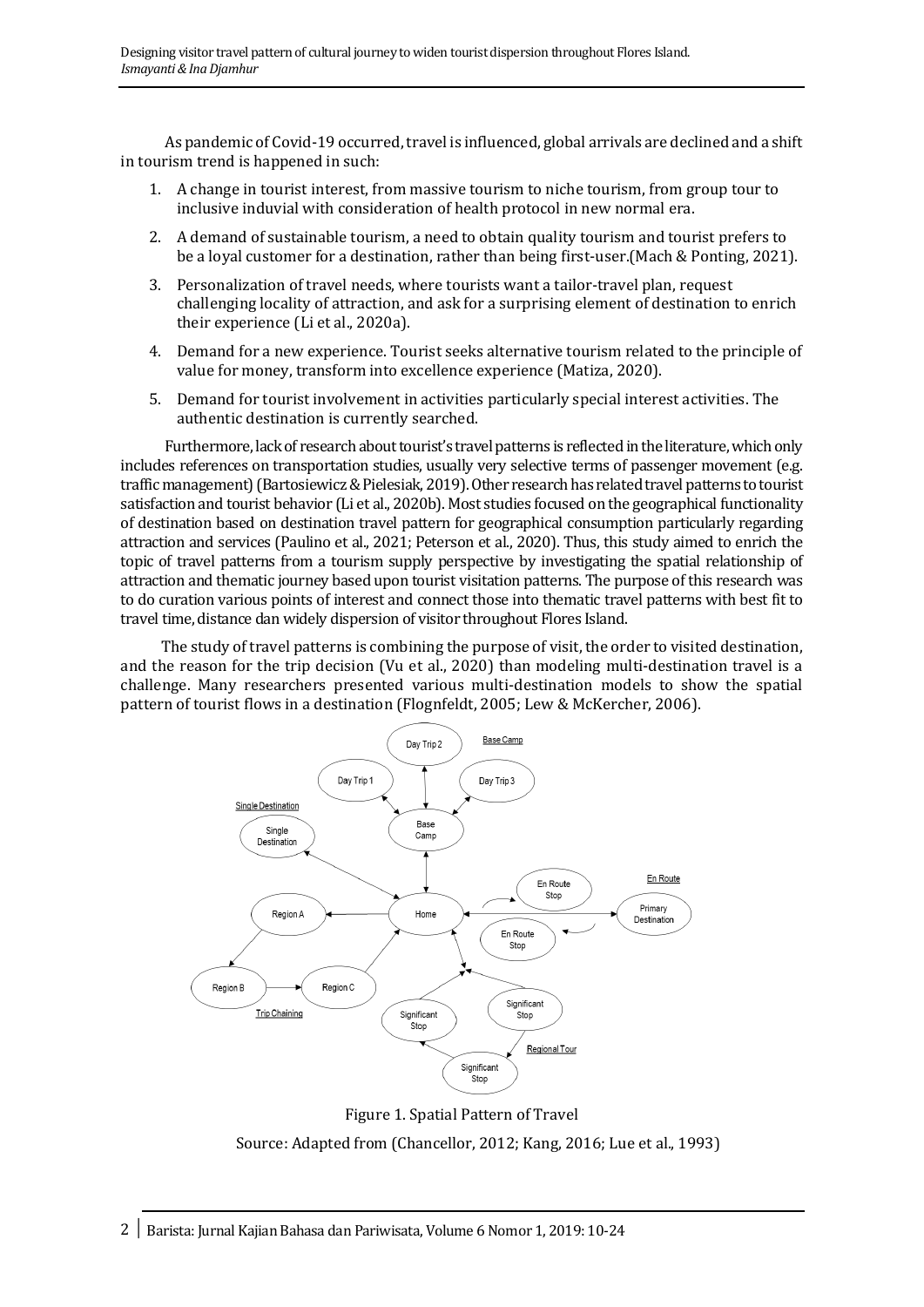As pandemic of Covid-19 occurred, travel is influenced, global arrivals are declined and a shift in tourism trend is happened in such:

1. A change in tourist interest, from massive tourism to niche tourism, from group tour to inclusive induvial with consideration of health protocol in new normal era.
2. A demand of sustainable tourism, a need to obtain quality tourism and tourist prefers to be a loyal customer for a destination, rather than being first-user.(Mach & Ponting, 2021).
3. Personalization of travel needs, where tourists want a tailor-travel plan, request challenging locality of attraction, and ask for a surprising element of destination to enrich their experience (Li et al., 2020a).
4. Demand for a new experience. Tourist seeks alternative tourism related to the principle of value for money, transform into excellence experience (Matiza, 2020).
5. Demand for tourist involvement in activities particularly special interest activities. The authentic destination is currently searched.

Furthermore, lack of research about tourist's travel patterns is reflected in the literature, which only includes references on transportation studies, usually very selective terms of passenger movement (e.g. traffic management) (Bartosiewicz & Pielesiak, 2019). Other research has related travel patterns to tourist satisfaction and tourist behavior (Li et al., 2020b). Most studies focused on the geographical functionality of destination based on destination travel pattern for geographical consumption particularly regarding attraction and services (Paulino et al., 2021; Peterson et al., 2020). Thus, this study aimed to enrich the topic of travel patterns from a tourism supply perspective by investigating the spatial relationship of attraction and thematic journey based upon tourist visitation patterns. The purpose of this research was to do curation various points of interest and connect those into thematic travel patterns with best fit to travel time, distance dan widely dispersion of visitor throughout Flores Island.

The study of travel patterns is combining the purpose of visit, the order to visited destination, and the reason for the trip decision (Vu et al., 2020) than modeling multi-destination travel is a challenge. Many researchers presented various multi-destination models to show the spatial pattern of tourist flows in a destination (Flognfeldt, 2005; Lew & McKercher, 2006).

Figure 1. Spatial Pattern of Travel

Source: Adapted from (Chancellor, 2012; Kang, 2016; Lue et al., 1993)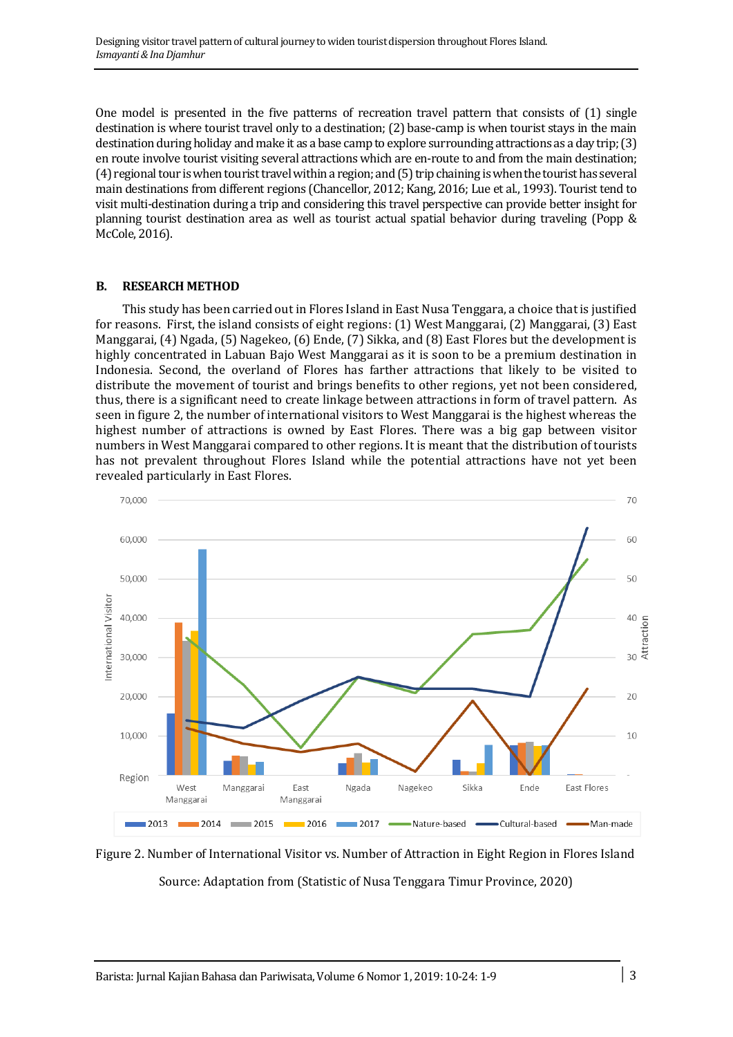One model is presented in the five patterns of recreation travel pattern that consists of (1) single destination is where tourist travel only to a destination; (2) base-camp is when tourist stays in the main destination during holiday and make it as a base camp to explore surrounding attractions as a day trip; (3) en route involve tourist visiting several attractions which are en-route to and from the main destination; (4) regional tour is when tourist travel within a region; and (5) trip chaining is when the tourist has several main destinations from different regions (Chancellor, 2012; Kang, 2016; Lue et al., 1993). Tourist tend to visit multi-destination during a trip and considering this travel perspective can provide better insight for planning tourist destination area as well as tourist actual spatial behavior during traveling (Popp & McCole, 2016).

## B. RESEARCH METHOD

This study has been carried out in Flores Island in East Nusa Tenggara, a choice that is justified for reasons. First, the island consists of eight regions: (1) West Manggarai, (2) Manggarai, (3) East Manggarai, (4) Ngada, (5) Nagekeo, (6) Ende, (7) Sikka, and (8) East Flores but the development is highly concentrated in Labuan Bajo West Manggarai as it is soon to be a premium destination in Indonesia. Second, the overland of Flores has farther attractions that likely to be visited to distribute the movement of tourist and brings benefits to other regions, yet not been considered, thus, there is a significant need to create linkage between attractions in form of travel pattern. As seen in figure 2, the number of international visitors to West Manggarai is the highest whereas the highest number of attractions is owned by East Flores. There was a big gap between visitor numbers in West Manggarai compared to other regions. It is meant that the distribution of tourists has not prevalent throughout Flores Island while the potential attractions have not yet been revealed particularly in East Flores.

Figure 2. Number of International Visitor vs. Number of Attraction in Eight Region in Flores Island

Source: Adaptation from (Statistic of Nusa Tenggara Timur Province, 2020)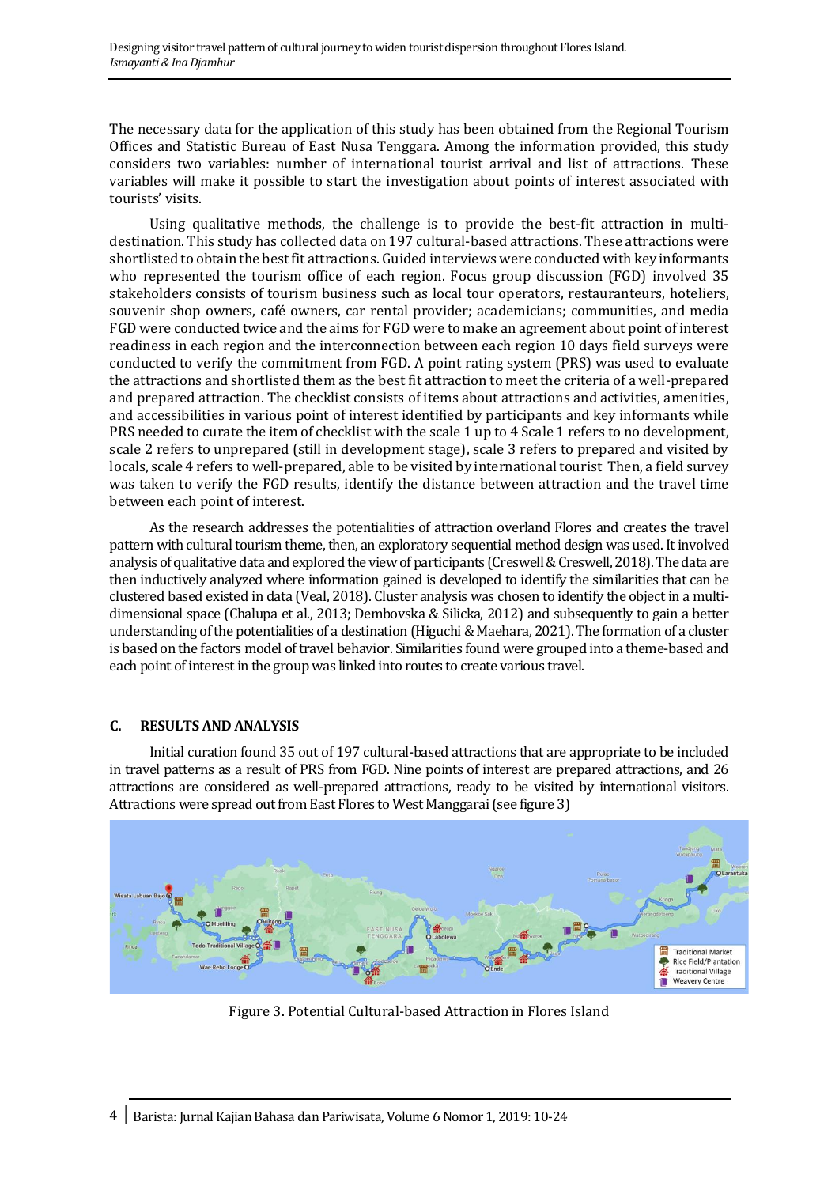The necessary data for the application of this study has been obtained from the Regional Tourism Offices and Statistic Bureau of East Nusa Tenggara. Among the information provided, this study considers two variables: number of international tourist arrival and list of attractions. These variables will make it possible to start the investigation about points of interest associated with tourists' visits.

Using qualitative methods, the challenge is to provide the best-fit attraction in multi-destination. This study has collected data on 197 cultural-based attractions. These attractions were shortlisted to obtain the best fit attractions. Guided interviews were conducted with key informants who represented the tourism office of each region. Focus group discussion (FGD) involved 35 stakeholders consists of tourism business such as local tour operators, restauranteurs, hoteliers, souvenir shop owners, café owners, car rental provider; academicians; communities, and media FGD were conducted twice and the aims for FGD were to make an agreement about point of interest readiness in each region and the interconnection between each region 10 days field surveys were conducted to verify the commitment from FGD. A point rating system (PRS) was used to evaluate the attractions and shortlisted them as the best fit attraction to meet the criteria of a well-prepared and prepared attraction. The checklist consists of items about attractions and activities, amenities, and accessibilities in various point of interest identified by participants and key informants while PRS needed to curate the item of checklist with the scale 1 up to 4 Scale 1 refers to no development, scale 2 refers to unprepared (still in development stage), scale 3 refers to prepared and visited by locals, scale 4 refers to well-prepared, able to be visited by international tourist Then, a field survey was taken to verify the FGD results, identify the distance between attraction and the travel time between each point of interest.

As the research addresses the potentialities of attraction overland Flores and creates the travel pattern with cultural tourism theme, then, an exploratory sequential method design was used. It involved analysis of qualitative data and explored the view of participants (Creswell & Creswell, 2018). The data are then inductively analyzed where information gained is developed to identify the similarities that can be clustered based existed in data (Veal, 2018). Cluster analysis was chosen to identify the object in a multi-dimensional space (Chalupa et al., 2013; Dembovska & Silicka, 2012) and subsequently to gain a better understanding of the potentialities of a destination (Higuchi & Maehara, 2021). The formation of a cluster is based on the factors model of travel behavior. Similarities found were grouped into a theme-based and each point of interest in the group was linked into routes to create various travel.

## C. RESULTS AND ANALYSIS

Initial curation found 35 out of 197 cultural-based attractions that are appropriate to be included in travel patterns as a result of PRS from FGD. Nine points of interest are prepared attractions, and 26 attractions are considered as well-prepared attractions, ready to be visited by international visitors. Attractions were spread out from East Flores to West Manggarai (see figure 3)

Figure 3. Potential Cultural-based Attraction in Flores Island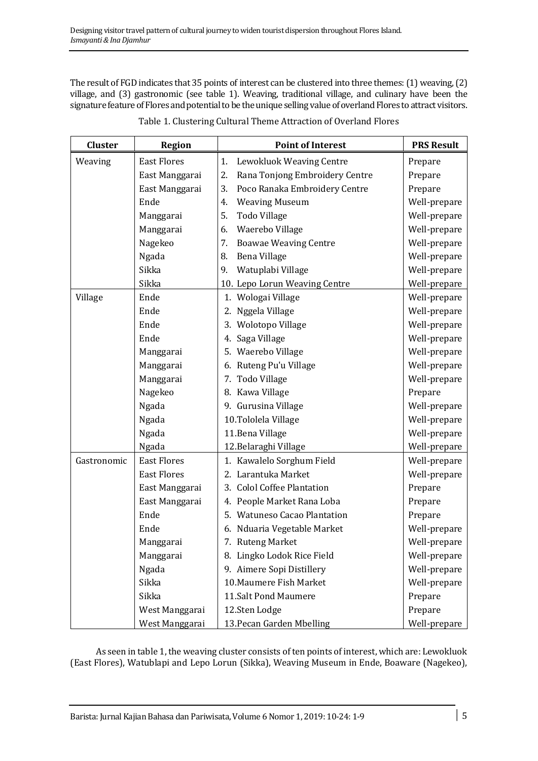The result of FGD indicates that 35 points of interest can be clustered into three themes: (1) weaving, (2) village, and (3) gastronomic (see table 1). Weaving, traditional village, and culinary have been the signature feature of Flores and potential to be the unique selling value of overland Flores to attract visitors.

Table 1. Clustering Cultural Theme Attraction of Overland Flores

| Cluster | Region | Point of Interest | PRS Result |
|---|---|---|---|
| Weaving | East Flores | 1. Lewokluok Weaving Centre | Prepare |
| | East Manggarai | 2. Rana Tonjong Embroidery Centre | Prepare |
| | East Manggarai | 3. Poco Ranaka Embroidery Centre | Prepare |
| | Ende | 4. Weaving Museum | Well-prepare |
| | Manggarai | 5. Todo Village | Well-prepare |
| | Manggarai | 6. Waerebo Village | Well-prepare |
| | Nagekeo | 7. Boawae Weaving Centre | Well-prepare |
| | Ngada | 8. Bena Village | Well-prepare |
| | Sikka | 9. Watuplabi Village | Well-prepare |
| | Sikka | 10. Lepo Lorun Weaving Centre | Well-prepare |
| Village | Ende | 1. Wologai Village | Well-prepare |
| | Ende | 2. Nggela Village | Well-prepare |
| | Ende | 3. Wolotopo Village | Well-prepare |
| | Ende | 4. Saga Village | Well-prepare |
| | Manggarai | 5. Waerebo Village | Well-prepare |
| | Manggarai | 6. Ruteng Pu'u Village | Well-prepare |
| | Manggarai | 7. Todo Village | Well-prepare |
| | Nagekeo | 8. Kawa Village | Prepare |
| | Ngada | 9. Gurusina Village | Well-prepare |
| | Ngada | 10.Tololela Village | Well-prepare |
| | Ngada | 11.Bena Village | Well-prepare |
| | Ngada | 12.Belaraghi Village | Well-prepare |
| Gastronomic | East Flores | 1. Kawalelo Sorghum Field | Well-prepare |
| | East Flores | 2. Larantuka Market | Well-prepare |
| | East Manggarai | 3. Colol Coffee Plantation | Prepare |
| | East Manggarai | 4. People Market Rana Loba | Prepare |
| | Ende | 5. Watuneso Cacao Plantation | Prepare |
| | Ende | 6. Nduaria Vegetable Market | Well-prepare |
| | Manggarai | 7. Ruteng Market | Well-prepare |
| | Manggarai | 8. Lingko Lodok Rice Field | Well-prepare |
| | Ngada | 9. Aimere Sopi Distillery | Well-prepare |
| | Sikka | 10.Maumere Fish Market | Well-prepare |
| | Sikka | 11.Salt Pond Maumere | Prepare |
| | West Manggarai | 12.Sten Lodge | Prepare |
| | West Manggarai | 13.Pecan Garden Mbelling | Well-prepare |

As seen in table 1, the weaving cluster consists of ten points of interest, which are: Lewokluok (East Flores), Watublapi and Lepo Lorun (Sikka), Weaving Museum in Ende, Boaware (Nagekeo),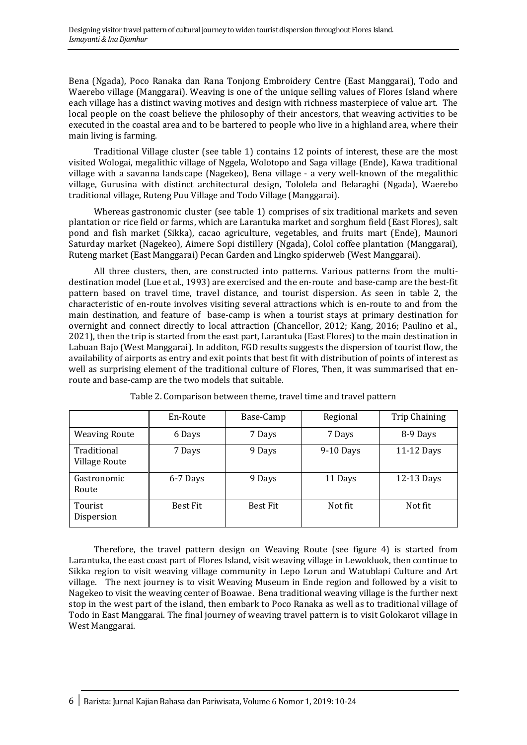Bena (Ngada), Poco Ranaka dan Rana Tonjong Embroidery Centre (East Manggarai), Todo and Waerebo village (Manggarai). Weaving is one of the unique selling values of Flores Island where each village has a distinct waving motives and design with richness masterpiece of value art. The local people on the coast believe the philosophy of their ancestors, that weaving activities to be executed in the coastal area and to be bartered to people who live in a highland area, where their main living is farming.

Traditional Village cluster (see table 1) contains 12 points of interest, these are the most visited Wologai, megalithic village of Nggela, Wolotopo and Saga village (Ende), Kawa traditional village with a savanna landscape (Nagekeo), Bena village - a very well-known of the megalithic village, Gurusina with distinct architectural design, Tololela and Belaraghi (Ngada), Waerebo traditional village, Ruteng Puu Village and Todo Village (Manggarai).

Whereas gastronomic cluster (see table 1) comprises of six traditional markets and seven plantation or rice field or farms, which are Larantuka market and sorghum field (East Flores), salt pond and fish market (Sikka), cacao agriculture, vegetables, and fruits mart (Ende), Maunori Saturday market (Nagekeo), Aimere Sopi distillery (Ngada), Colol coffee plantation (Manggarai), Ruteng market (East Manggarai) Pecan Garden and Lingko spiderweb (West Manggarai).

All three clusters, then, are constructed into patterns. Various patterns from the multi-destination model (Lue et al., 1993) are exercised and the en-route and base-camp are the best-fit pattern based on travel time, travel distance, and tourist dispersion. As seen in table 2, the characteristic of en-route involves visiting several attractions which is en-route to and from the main destination, and feature of base-camp is when a tourist stays at primary destination for overnight and connect directly to local attraction (Chancellor, 2012; Kang, 2016; Paulino et al., 2021), then the trip is started from the east part, Larantuka (East Flores) to the main destination in Labuan Bajo (West Manggarai). In additon, FGD results suggests the dispersion of tourist flow, the availability of airports as entry and exit points that best fit with distribution of points of interest as well as surprising element of the traditional culture of Flores, Then, it was summarised that en-route and base-camp are the two models that suitable.

Table 2. Comparison between theme, travel time and travel pattern

| | En-Route | Base-Camp | Regional | Trip Chaining |
|---|---|---|---|---|
| Weaving Route | 6 Days | 7 Days | 7 Days | 8-9 Days |
| Traditional Village Route | 7 Days | 9 Days | 9-10 Days | 11-12 Days |
| Gastronomic Route | 6-7 Days | 9 Days | 11 Days | 12-13 Days |
| Tourist Dispersion | Best Fit | Best Fit | Not fit | Not fit |

Therefore, the travel pattern design on Weaving Route (see figure 4) is started from Larantuka, the east coast part of Flores Island, visit weaving village in Lewokluok, then continue to Sikka region to visit weaving village community in Lepo Lorun and Watublapi Culture and Art village. The next journey is to visit Weaving Museum in Ende region and followed by a visit to Nagekeo to visit the weaving center of Boawae. Bena traditional weaving village is the further next stop in the west part of the island, then embark to Poco Ranaka as well as to traditional village of Todo in East Manggarai. The final journey of weaving travel pattern is to visit Golokarot village in West Manggarai.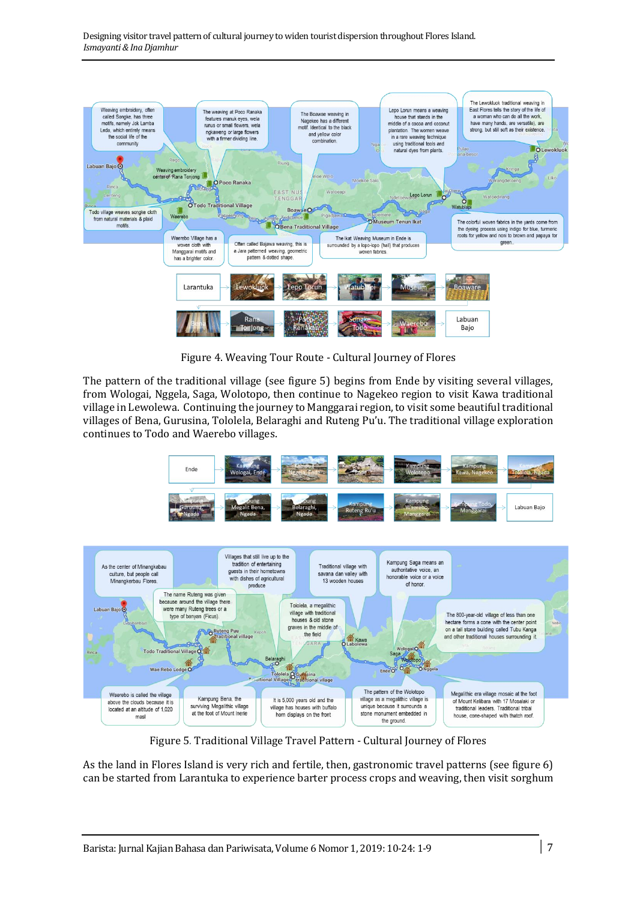Figure 4. Weaving Tour Route - Cultural Journey of Flores

The pattern of the traditional village (see figure 5) begins from Ende by visiting several villages, from Wologai, Nggela, Saga, Wolotopo, then continue to Nagekeo region to visit Kawa traditional village in Lewolewa. Continuing the journey to Manggarai region, to visit some beautiful traditional villages of Bena, Gurusina, Tololela, Belaraghi and Ruteng Pu'u. The traditional village exploration continues to Todo and Waerebo villages.

Figure 5. Traditional Village Travel Pattern - Cultural Journey of Flores

As the land in Flores Island is very rich and fertile, then, gastronomic travel patterns (see figure 6) can be started from Larantuka to experience barter process crops and weaving, then visit sorghum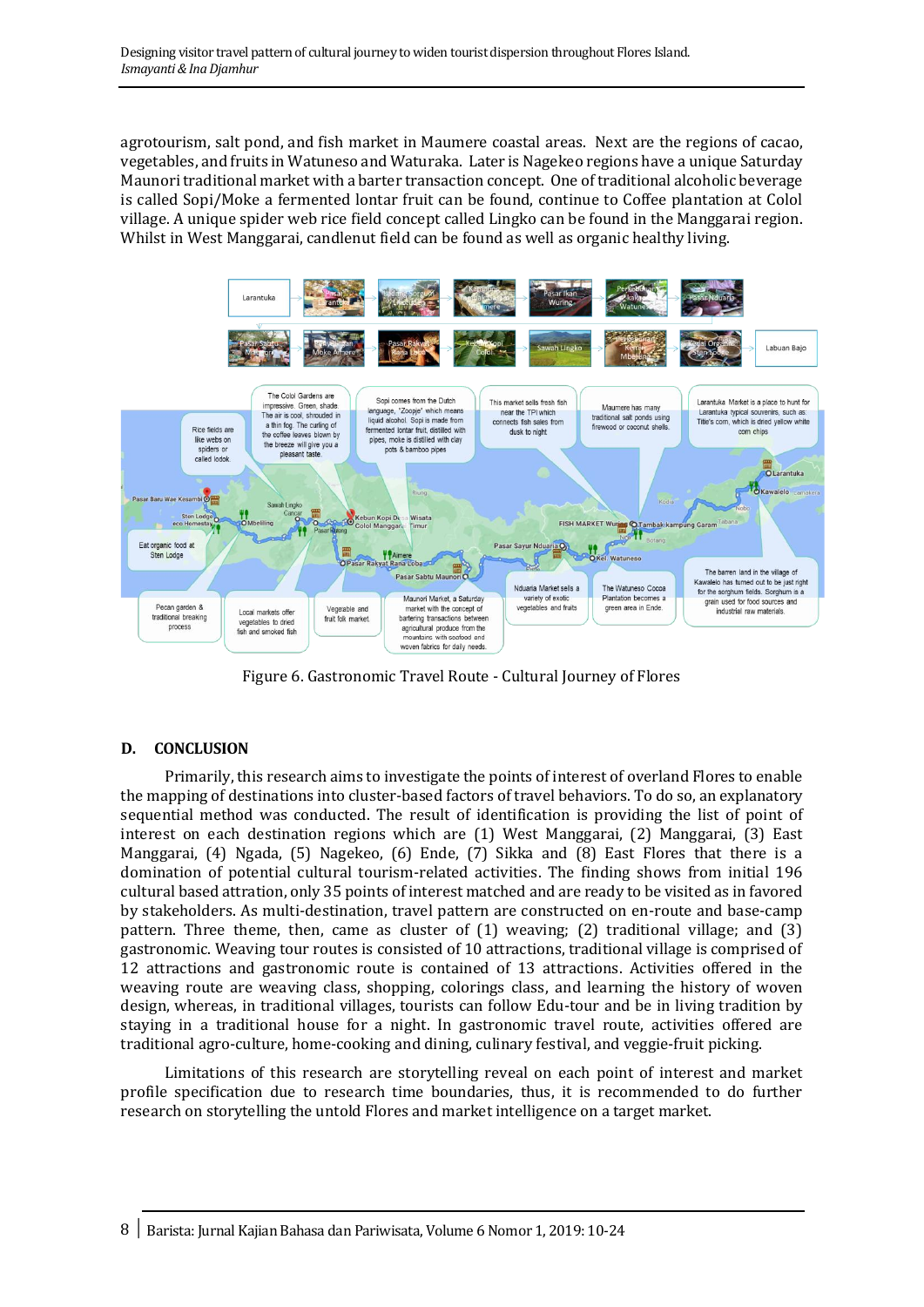agrotourism, salt pond, and fish market in Maumere coastal areas. Next are the regions of cacao, vegetables, and fruits in Watuneso and Waturaka. Later is Nagekeo regions have a unique Saturday Maunori traditional market with a barter transaction concept. One of traditional alcoholic beverage is called Sopi/Moke a fermented lontar fruit can be found, continue to Coffee plantation at Colol village. A unique spider web rice field concept called Lingko can be found in the Manggarai region. Whilst in West Manggarai, candlenut field can be found as well as organic healthy living.

Figure 6. Gastronomic Travel Route - Cultural Journey of Flores

## D. CONCLUSION

Primarily, this research aims to investigate the points of interest of overland Flores to enable the mapping of destinations into cluster-based factors of travel behaviors. To do so, an explanatory sequential method was conducted. The result of identification is providing the list of point of interest on each destination regions which are (1) West Manggarai, (2) Manggarai, (3) East Manggarai, (4) Ngada, (5) Nagekeo, (6) Ende, (7) Sikka and (8) East Flores that there is a domination of potential cultural tourism-related activities. The finding shows from initial 196 cultural based attration, only 35 points of interest matched and are ready to be visited as in favored by stakeholders. As multi-destination, travel pattern are constructed on en-route and base-camp pattern. Three theme, then, came as cluster of (1) weaving; (2) traditional village; and (3) gastronomic. Weaving tour routes is consisted of 10 attractions, traditional village is comprised of 12 attractions and gastronomic route is contained of 13 attractions. Activities offered in the weaving route are weaving class, shopping, colorings class, and learning the history of woven design, whereas, in traditional villages, tourists can follow Edu-tour and be in living tradition by staying in a traditional house for a night. In gastronomic travel route, activities offered are traditional agro-culture, home-cooking and dining, culinary festival, and veggie-fruit picking.

Limitations of this research are storytelling reveal on each point of interest and market profile specification due to research time boundaries, thus, it is recommended to do further research on storytelling the untold Flores and market intelligence on a target market.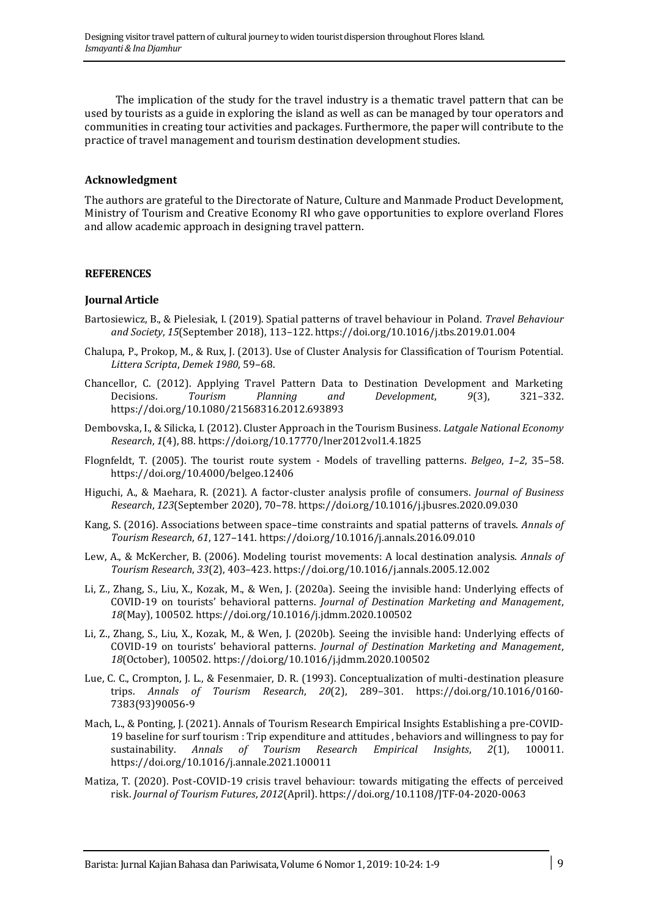The implication of the study for the travel industry is a thematic travel pattern that can be used by tourists as a guide in exploring the island as well as can be managed by tour operators and communities in creating tour activities and packages. Furthermore, the paper will contribute to the practice of travel management and tourism destination development studies.

### Acknowledgment

The authors are grateful to the Directorate of Nature, Culture and Manmade Product Development, Ministry of Tourism and Creative Economy RI who gave opportunities to explore overland Flores and allow academic approach in designing travel pattern.

## REFERENCES

### Journal Article

Bartosiewicz, B., & Pielesiak, I. (2019). Spatial patterns of travel behaviour in Poland. *Travel Behaviour and Society*, *15*(September 2018), 113–122. https://doi.org/10.1016/j.tbs.2019.01.004

Chalupa, P., Prokop, M., & Rux, J. (2013). Use of Cluster Analysis for Classification of Tourism Potential. *Littera Scripta*, *Demek 1980*, 59–68.

Chancellor, C. (2012). Applying Travel Pattern Data to Destination Development and Marketing Decisions. *Tourism Planning and Development*, *9*(3), 321–332. https://doi.org/10.1080/21568316.2012.693893

Dembovska, I., & Silicka, I. (2012). Cluster Approach in the Tourism Business. *Latgale National Economy Research*, *1*(4), 88. https://doi.org/10.17770/lner2012vol1.4.1825

Flognfeldt, T. (2005). The tourist route system - Models of travelling patterns. *Belgeo*, *1–2*, 35–58. https://doi.org/10.4000/belgeo.12406

Higuchi, A., & Maehara, R. (2021). A factor-cluster analysis profile of consumers. *Journal of Business Research*, *123*(September 2020), 70–78. https://doi.org/10.1016/j.jbusres.2020.09.030

Kang, S. (2016). Associations between space–time constraints and spatial patterns of travels. *Annals of Tourism Research*, *61*, 127–141. https://doi.org/10.1016/j.annals.2016.09.010

Lew, A., & McKercher, B. (2006). Modeling tourist movements: A local destination analysis. *Annals of Tourism Research*, *33*(2), 403–423. https://doi.org/10.1016/j.annals.2005.12.002

Li, Z., Zhang, S., Liu, X., Kozak, M., & Wen, J. (2020a). Seeing the invisible hand: Underlying effects of COVID-19 on tourists' behavioral patterns. *Journal of Destination Marketing and Management*, *18*(May), 100502. https://doi.org/10.1016/j.jdmm.2020.100502

Li, Z., Zhang, S., Liu, X., Kozak, M., & Wen, J. (2020b). Seeing the invisible hand: Underlying effects of COVID-19 on tourists' behavioral patterns. *Journal of Destination Marketing and Management*, *18*(October), 100502. https://doi.org/10.1016/j.jdmm.2020.100502

Lue, C. C., Crompton, J. L., & Fesenmaier, D. R. (1993). Conceptualization of multi-destination pleasure trips. *Annals of Tourism Research*, *20*(2), 289–301. https://doi.org/10.1016/0160-7383(93)90056-9

Mach, L., & Ponting, J. (2021). Annals of Tourism Research Empirical Insights Establishing a pre-COVID-19 baseline for surf tourism : Trip expenditure and attitudes , behaviors and willingness to pay for sustainability. *Annals of Tourism Research Empirical Insights*, *2*(1), 100011. https://doi.org/10.1016/j.annale.2021.100011

Matiza, T. (2020). Post-COVID-19 crisis travel behaviour: towards mitigating the effects of perceived risk. *Journal of Tourism Futures*, *2012*(April). https://doi.org/10.1108/JTF-04-2020-0063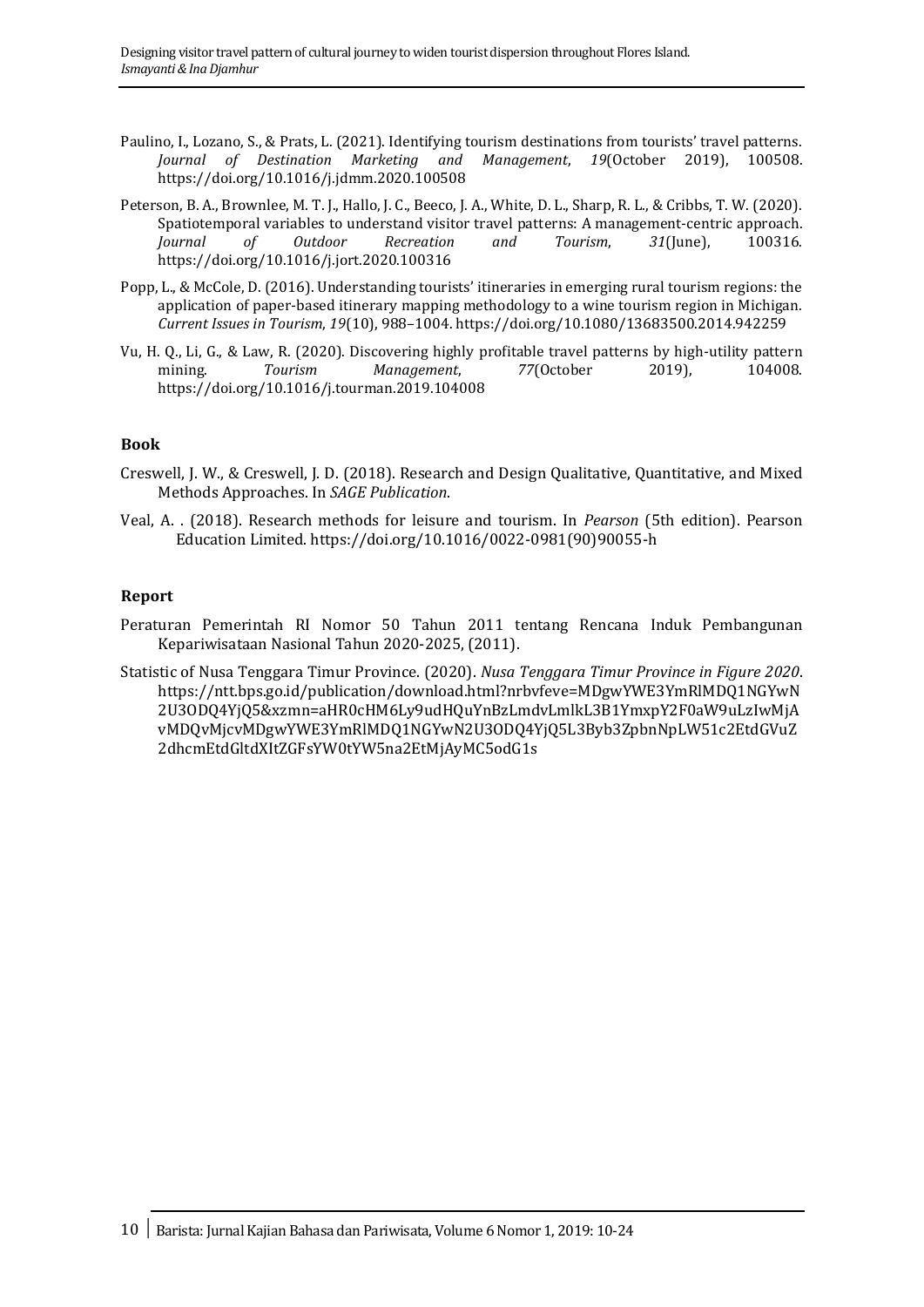Paulino, I., Lozano, S., & Prats, L. (2021). Identifying tourism destinations from tourists' travel patterns. *Journal of Destination Marketing and Management*, *19*(October 2019), 100508. https://doi.org/10.1016/j.jdmm.2020.100508

Peterson, B. A., Brownlee, M. T. J., Hallo, J. C., Beeco, J. A., White, D. L., Sharp, R. L., & Cribbs, T. W. (2020). Spatiotemporal variables to understand visitor travel patterns: A management-centric approach. *Journal of Outdoor Recreation and Tourism*, *31*(June), 100316. https://doi.org/10.1016/j.jort.2020.100316

Popp, L., & McCole, D. (2016). Understanding tourists' itineraries in emerging rural tourism regions: the application of paper-based itinerary mapping methodology to a wine tourism region in Michigan. *Current Issues in Tourism*, *19*(10), 988–1004. https://doi.org/10.1080/13683500.2014.942259

Vu, H. Q., Li, G., & Law, R. (2020). Discovering highly profitable travel patterns by high-utility pattern mining. *Tourism Management*, *77*(October 2019), 104008. https://doi.org/10.1016/j.tourman.2019.104008

### Book

Creswell, J. W., & Creswell, J. D. (2018). Research and Design Qualitative, Quantitative, and Mixed Methods Approaches. In *SAGE Publication*.

Veal, A. . (2018). Research methods for leisure and tourism. In *Pearson* (5th edition). Pearson Education Limited. https://doi.org/10.1016/0022-0981(90)90055-h

### Report

Peraturan Pemerintah RI Nomor 50 Tahun 2011 tentang Rencana Induk Pembangunan Kepariwisataan Nasional Tahun 2020-2025, (2011).

Statistic of Nusa Tenggara Timur Province. (2020). *Nusa Tenggara Timur Province in Figure 2020*. https://ntt.bps.go.id/publication/download.html?nrbvfeve=MDgwYWE3YmRlMDQ1NGYwN2U3ODQ4YjQ5&xzmn=aHR0cHM6Ly9udHQuYnBzLmdvLmlkL3B1YmxpY2F0aW9uLzIwMjAvMDQvMjcvMDgwYWE3YmRlMDQ1NGYwN2U3ODQ4YjQ5L3Byb3ZpbnNpLW51c2EtdGVuZ2dhcmEtdGltdXItZGFsYW0tYW5na2EtMjAyMC5odG1s